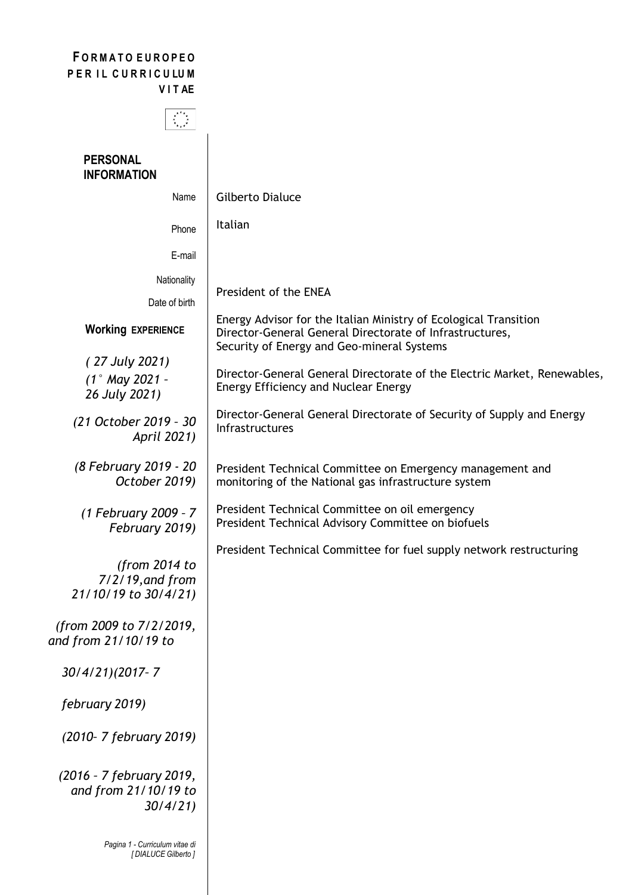**FORMATO EUROPEO PER IL CURRICULUM VITAE**

## PERSONAL INFORMATION

Name: Gilberto Dialuce

Phone

E-mail

Nationality: Italian

Date of birth

## WORKING EXPERIENCE

*( 27 July 2021)*
President of the ENEA

*(1° May 2021 – 26 July 2021)*
Energy Advisor for the Italian Ministry of Ecological Transition

*(21 October 2019 – 30 April 2021)*
Director-General General Directorate of Infrastructures, Security of Energy and Geo-mineral Systems

*(8 February 2019 - 20 October 2019)*
Director-General General Directorate of the Electric Market, Renewables, Energy Efficiency and Nuclear Energy

*(1 February 2009 – 7 February 2019)*
Director-General General Directorate of Security of Supply and Energy Infrastructures

*(from 2014 to 7/2/19,and from 21/10/19 to 30/4/21)*
President Technical Committee on Emergency management and monitoring of the National gas infrastructure system

*(from 2009 to 7/2/2019, and from 21/10/19 to 30/4/21)*
President Technical Committee on oil emergency

*(2017– 7 february 2019)*
President Technical Advisory Committee on biofuels

*(2010– 7 february 2019)*
President Technical Committee for fuel supply network restructuring

*(2016 – 7 february 2019, and from 21/10/19 to 30/4/21)*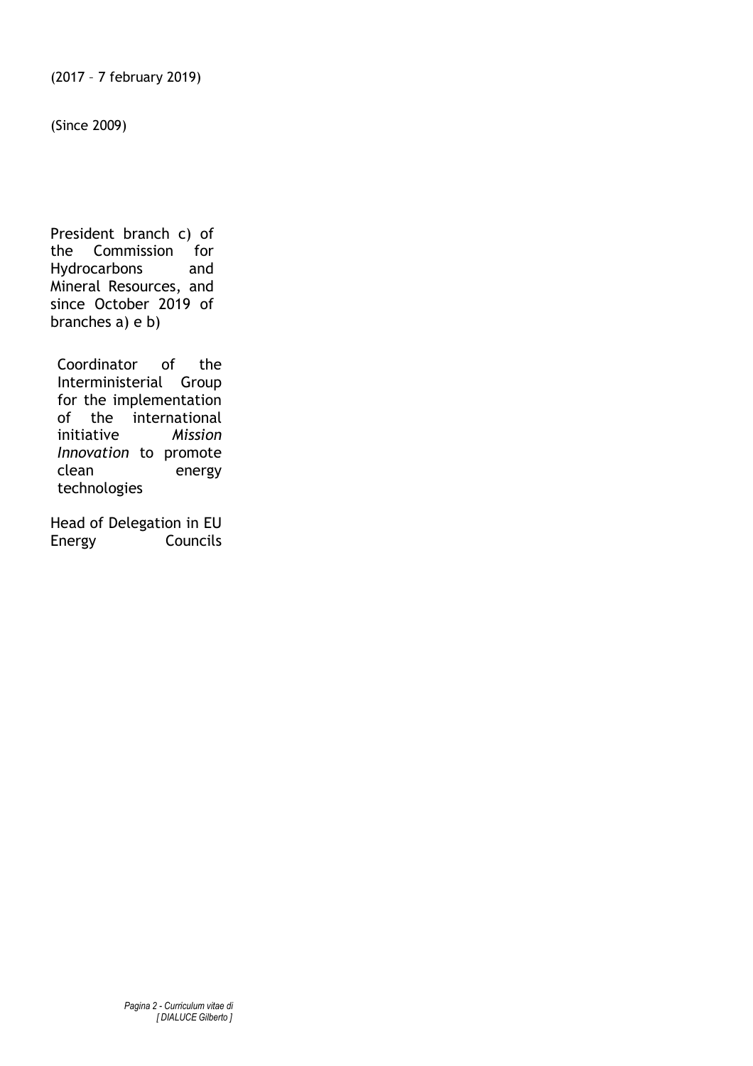(2017 – 7 february 2019)

(Since 2009)

President branch c) of the Commission for Hydrocarbons and Mineral Resources, and since October 2019 of branches a) e b)

Coordinator of the Interministerial Group for the implementation of the international initiative *Mission Innovation* to promote clean energy technologies

Head of Delegation in EU Energy Councils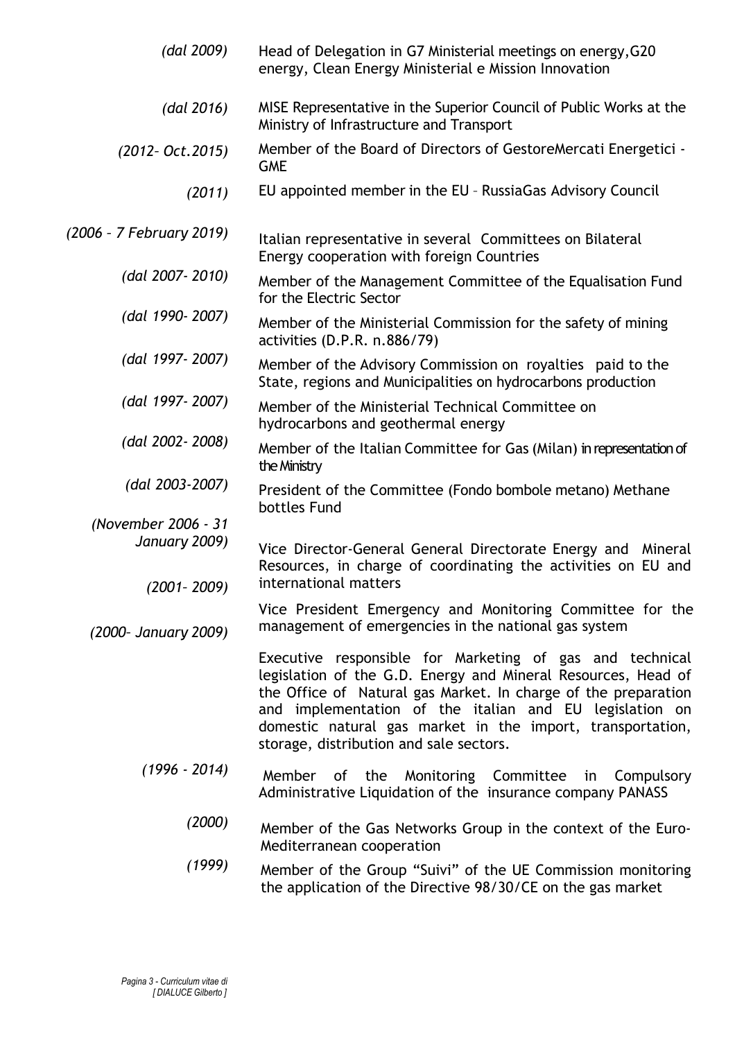*(dal 2009)* Head of Delegation in G7 Ministerial meetings on energy,G20 energy, Clean Energy Ministerial e Mission Innovation

*(dal 2016)* MISE Representative in the Superior Council of Public Works at the Ministry of Infrastructure and Transport

*(2012– Oct.2015)* Member of the Board of Directors of GestoreMercati Energetici - GME

*(2011)* EU appointed member in the EU – RussiaGas Advisory Council

*(2006 – 7 February 2019)* Italian representative in several Committees on Bilateral Energy cooperation with foreign Countries

*(dal 2007- 2010)* Member of the Management Committee of the Equalisation Fund for the Electric Sector

*(dal 1990- 2007)* Member of the Ministerial Commission for the safety of mining activities (D.P.R. n.886/79)

*(dal 1997- 2007)* Member of the Advisory Commission on royalties paid to the State, regions and Municipalities on hydrocarbons production

*(dal 1997- 2007)* Member of the Ministerial Technical Committee on hydrocarbons and geothermal energy

*(dal 2002- 2008)* Member of the Italian Committee for Gas (Milan) in representation of the Ministry

*(dal 2003-2007)* President of the Committee (Fondo bombole metano) Methane bottles Fund

*(November 2006 - 31 January 2009)* Vice Director-General General Directorate Energy and Mineral Resources, in charge of coordinating the activities on EU and international matters

*(2001– 2009)* Vice President Emergency and Monitoring Committee for the management of emergencies in the national gas system

*(2000– January 2009)* Executive responsible for Marketing of gas and technical legislation of the G.D. Energy and Mineral Resources, Head of the Office of Natural gas Market. In charge of the preparation and implementation of the italian and EU legislation on domestic natural gas market in the import, transportation, storage, distribution and sale sectors.

*(1996 - 2014)* Member of the Monitoring Committee in Compulsory Administrative Liquidation of the insurance company PANASS

*(2000)* Member of the Gas Networks Group in the context of the Euro-Mediterranean cooperation

*(1999)* Member of the Group "Suivi" of the UE Commission monitoring the application of the Directive 98/30/CE on the gas market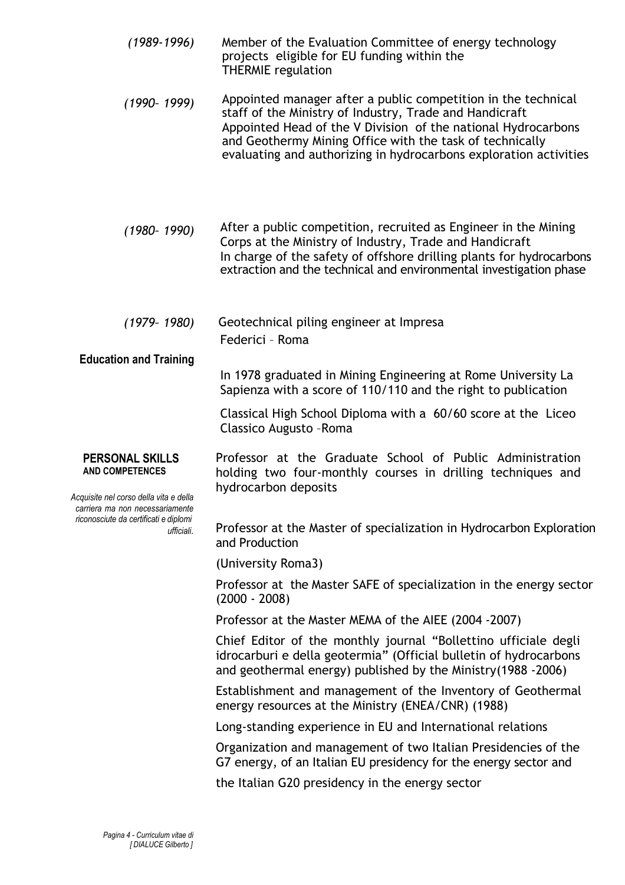*(1989-1996)* Member of the Evaluation Committee of energy technology projects eligible for EU funding within the THERMIE regulation

*(1990– 1999)* Appointed manager after a public competition in the technical staff of the Ministry of Industry, Trade and Handicraft
Appointed Head of the V Division of the national Hydrocarbons and Geothermy Mining Office with the task of technically evaluating and authorizing in hydrocarbons exploration activities

*(1980– 1990)* After a public competition, recruited as Engineer in the Mining Corps at the Ministry of Industry, Trade and Handicraft
In charge of the safety of offshore drilling plants for hydrocarbons extraction and the technical and environmental investigation phase

*(1979– 1980)* Geotechnical piling engineer at Impresa Federici – Roma

**Education and Training**

In 1978 graduated in Mining Engineering at Rome University La Sapienza with a score of 110/110 and the right to publication

Classical High School Diploma with a 60/60 score at the Liceo Classico Augusto –Roma

**PERSONAL SKILLS AND COMPETENCES**

*Acquisite nel corso della vita e della carriera ma non necessariamente riconosciute da certificati e diplomi ufficiali.*

Professor at the Graduate School of Public Administration holding two four-monthly courses in drilling techniques and hydrocarbon deposits

Professor at the Master of specialization in Hydrocarbon Exploration and Production

(University Roma3)

Professor at the Master SAFE of specialization in the energy sector (2000 - 2008)

Professor at the Master MEMA of the AIEE (2004 -2007)

Chief Editor of the monthly journal "Bollettino ufficiale degli idrocarburi e della geotermia" (Official bulletin of hydrocarbons and geothermal energy) published by the Ministry(1988 -2006)

Establishment and management of the Inventory of Geothermal energy resources at the Ministry (ENEA/CNR) (1988)

Long-standing experience in EU and International relations

Organization and management of two Italian Presidencies of the G7 energy, of an Italian EU presidency for the energy sector and

the Italian G20 presidency in the energy sector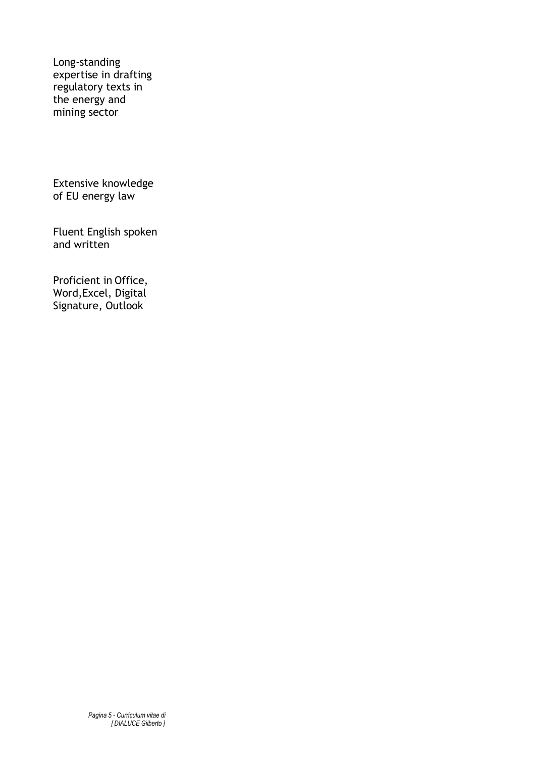Long-standing expertise in drafting regulatory texts in the energy and mining sector

Extensive knowledge of EU energy law

Fluent English spoken and written

Proficient in Office, Word,Excel, Digital Signature, Outlook